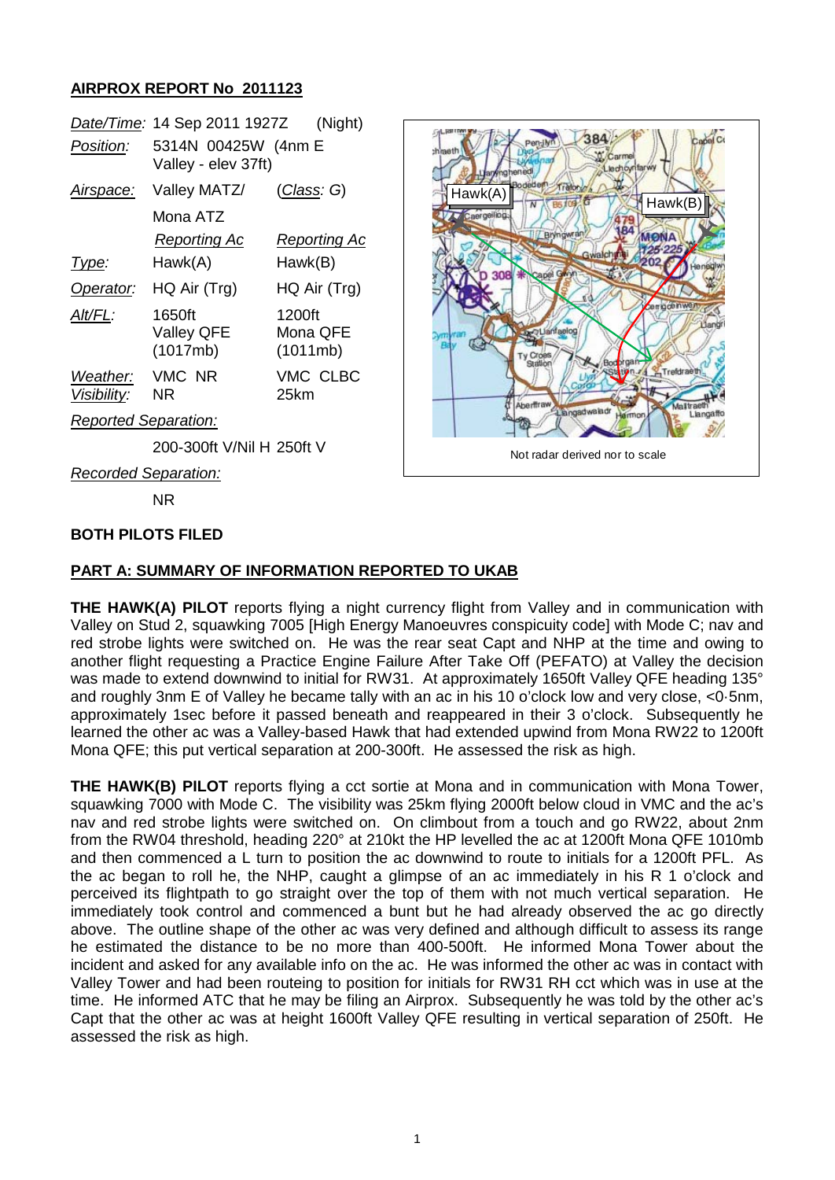## AIRPROX REPORT No 2011123

| | | |
|---|---|---|
| *Date/Time:* | 14 Sep 2011 1927Z | (Night) |
| *Position:* | 5314N 00425W (4nm E Valley - elev 37ft) | |
| *Airspace:* | Valley MATZ/ Mona ATZ | (*Class*: *G*) |
| | *Reporting Ac* | *Reporting Ac* |
| *Type:* | Hawk(A) | Hawk(B) |
| *Operator:* | HQ Air (Trg) | HQ Air (Trg) |
| *Alt/FL:* | 1650ft Valley QFE (1017mb) | 1200ft Mona QFE (1011mb) |
| *Weather:* | VMC NR | VMC CLBC |
| *Visibility:* | NR | 25km |
| *Reported Separation:* | | |
| | 200-300ft V/Nil H | 250ft V |
| *Recorded Separation:* | | |
| | NR | |

Not radar derived nor to scale

**BOTH PILOTS FILED**

**PART A: SUMMARY OF INFORMATION REPORTED TO UKAB**

**THE HAWK(A) PILOT** reports flying a night currency flight from Valley and in communication with Valley on Stud 2, squawking 7005 [High Energy Manoeuvres conspicuity code] with Mode C; nav and red strobe lights were switched on. He was the rear seat Capt and NHP at the time and owing to another flight requesting a Practice Engine Failure After Take Off (PEFATO) at Valley the decision was made to extend downwind to initial for RW31. At approximately 1650ft Valley QFE heading 135° and roughly 3nm E of Valley he became tally with an ac in his 10 o'clock low and very close, <0·5nm, approximately 1sec before it passed beneath and reappeared in their 3 o'clock. Subsequently he learned the other ac was a Valley-based Hawk that had extended upwind from Mona RW22 to 1200ft Mona QFE; this put vertical separation at 200-300ft. He assessed the risk as high.

**THE HAWK(B) PILOT** reports flying a cct sortie at Mona and in communication with Mona Tower, squawking 7000 with Mode C. The visibility was 25km flying 2000ft below cloud in VMC and the ac's nav and red strobe lights were switched on. On climbout from a touch and go RW22, about 2nm from the RW04 threshold, heading 220° at 210kt the HP levelled the ac at 1200ft Mona QFE 1010mb and then commenced a L turn to position the ac downwind to route to initials for a 1200ft PFL. As the ac began to roll he, the NHP, caught a glimpse of an ac immediately in his R 1 o'clock and perceived its flightpath to go straight over the top of them with not much vertical separation. He immediately took control and commenced a bunt but he had already observed the ac go directly above. The outline shape of the other ac was very defined and although difficult to assess its range he estimated the distance to be no more than 400-500ft. He informed Mona Tower about the incident and asked for any available info on the ac. He was informed the other ac was in contact with Valley Tower and had been routeing to position for initials for RW31 RH cct which was in use at the time. He informed ATC that he may be filing an Airprox. Subsequently he was told by the other ac's Capt that the other ac was at height 1600ft Valley QFE resulting in vertical separation of 250ft. He assessed the risk as high.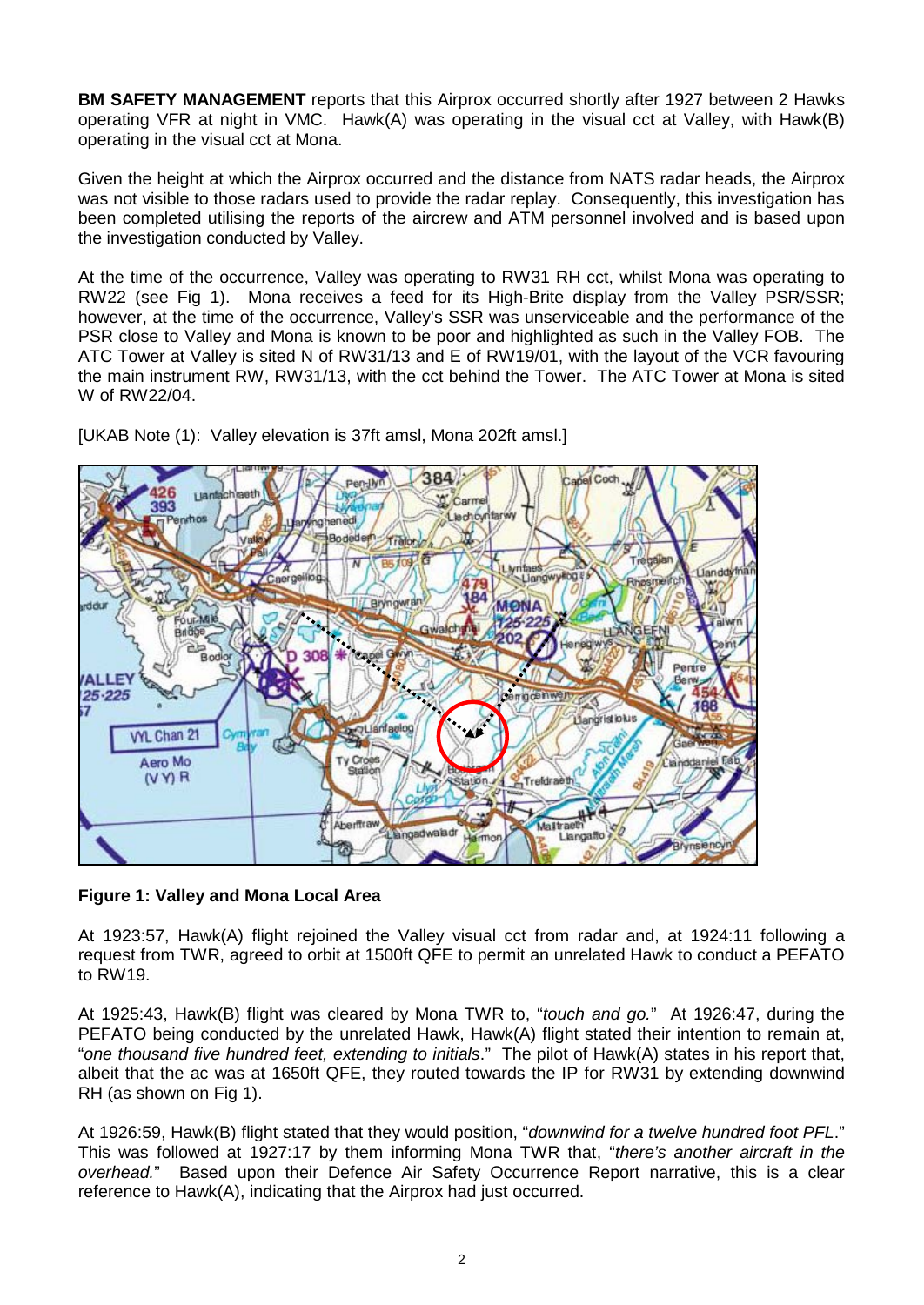**BM SAFETY MANAGEMENT** reports that this Airprox occurred shortly after 1927 between 2 Hawks operating VFR at night in VMC. Hawk(A) was operating in the visual cct at Valley, with Hawk(B) operating in the visual cct at Mona.

Given the height at which the Airprox occurred and the distance from NATS radar heads, the Airprox was not visible to those radars used to provide the radar replay. Consequently, this investigation has been completed utilising the reports of the aircrew and ATM personnel involved and is based upon the investigation conducted by Valley.

At the time of the occurrence, Valley was operating to RW31 RH cct, whilst Mona was operating to RW22 (see Fig 1). Mona receives a feed for its High-Brite display from the Valley PSR/SSR; however, at the time of the occurrence, Valley's SSR was unserviceable and the performance of the PSR close to Valley and Mona is known to be poor and highlighted as such in the Valley FOB. The ATC Tower at Valley is sited N of RW31/13 and E of RW19/01, with the layout of the VCR favouring the main instrument RW, RW31/13, with the cct behind the Tower. The ATC Tower at Mona is sited W of RW22/04.

[UKAB Note (1): Valley elevation is 37ft amsl, Mona 202ft amsl.]

**Figure 1: Valley and Mona Local Area**

At 1923:57, Hawk(A) flight rejoined the Valley visual cct from radar and, at 1924:11 following a request from TWR, agreed to orbit at 1500ft QFE to permit an unrelated Hawk to conduct a PEFATO to RW19.

At 1925:43, Hawk(B) flight was cleared by Mona TWR to, "*touch and go.*" At 1926:47, during the PEFATO being conducted by the unrelated Hawk, Hawk(A) flight stated their intention to remain at, "*one thousand five hundred feet, extending to initials*." The pilot of Hawk(A) states in his report that, albeit that the ac was at 1650ft QFE, they routed towards the IP for RW31 by extending downwind RH (as shown on Fig 1).

At 1926:59, Hawk(B) flight stated that they would position, "*downwind for a twelve hundred foot PFL*." This was followed at 1927:17 by them informing Mona TWR that, "*there's another aircraft in the overhead.*" Based upon their Defence Air Safety Occurrence Report narrative, this is a clear reference to Hawk(A), indicating that the Airprox had just occurred.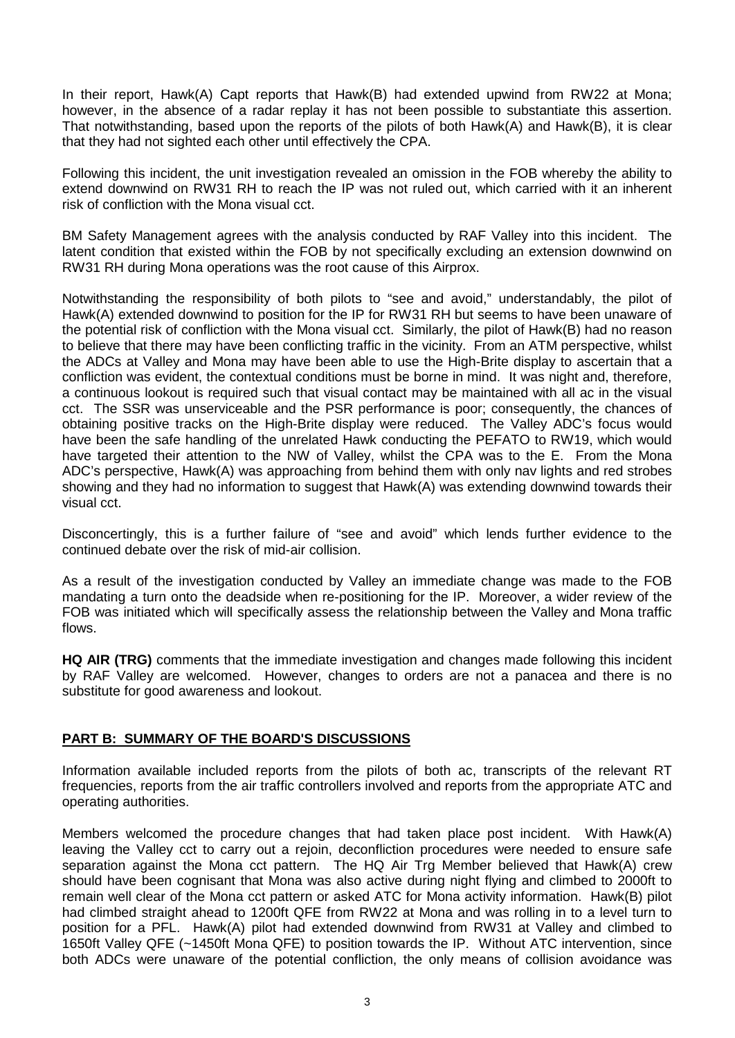In their report, Hawk(A) Capt reports that Hawk(B) had extended upwind from RW22 at Mona; however, in the absence of a radar replay it has not been possible to substantiate this assertion. That notwithstanding, based upon the reports of the pilots of both Hawk(A) and Hawk(B), it is clear that they had not sighted each other until effectively the CPA.

Following this incident, the unit investigation revealed an omission in the FOB whereby the ability to extend downwind on RW31 RH to reach the IP was not ruled out, which carried with it an inherent risk of confliction with the Mona visual cct.

BM Safety Management agrees with the analysis conducted by RAF Valley into this incident. The latent condition that existed within the FOB by not specifically excluding an extension downwind on RW31 RH during Mona operations was the root cause of this Airprox.

Notwithstanding the responsibility of both pilots to "see and avoid," understandably, the pilot of Hawk(A) extended downwind to position for the IP for RW31 RH but seems to have been unaware of the potential risk of confliction with the Mona visual cct. Similarly, the pilot of Hawk(B) had no reason to believe that there may have been conflicting traffic in the vicinity. From an ATM perspective, whilst the ADCs at Valley and Mona may have been able to use the High-Brite display to ascertain that a confliction was evident, the contextual conditions must be borne in mind. It was night and, therefore, a continuous lookout is required such that visual contact may be maintained with all ac in the visual cct. The SSR was unserviceable and the PSR performance is poor; consequently, the chances of obtaining positive tracks on the High-Brite display were reduced. The Valley ADC's focus would have been the safe handling of the unrelated Hawk conducting the PEFATO to RW19, which would have targeted their attention to the NW of Valley, whilst the CPA was to the E. From the Mona ADC's perspective, Hawk(A) was approaching from behind them with only nav lights and red strobes showing and they had no information to suggest that Hawk(A) was extending downwind towards their visual cct.

Disconcertingly, this is a further failure of "see and avoid" which lends further evidence to the continued debate over the risk of mid-air collision.

As a result of the investigation conducted by Valley an immediate change was made to the FOB mandating a turn onto the deadside when re-positioning for the IP. Moreover, a wider review of the FOB was initiated which will specifically assess the relationship between the Valley and Mona traffic flows.

**HQ AIR (TRG)** comments that the immediate investigation and changes made following this incident by RAF Valley are welcomed. However, changes to orders are not a panacea and there is no substitute for good awareness and lookout.

## PART B: SUMMARY OF THE BOARD'S DISCUSSIONS

Information available included reports from the pilots of both ac, transcripts of the relevant RT frequencies, reports from the air traffic controllers involved and reports from the appropriate ATC and operating authorities.

Members welcomed the procedure changes that had taken place post incident. With Hawk(A) leaving the Valley cct to carry out a rejoin, deconfliction procedures were needed to ensure safe separation against the Mona cct pattern. The HQ Air Trg Member believed that Hawk(A) crew should have been cognisant that Mona was also active during night flying and climbed to 2000ft to remain well clear of the Mona cct pattern or asked ATC for Mona activity information. Hawk(B) pilot had climbed straight ahead to 1200ft QFE from RW22 at Mona and was rolling in to a level turn to position for a PFL. Hawk(A) pilot had extended downwind from RW31 at Valley and climbed to 1650ft Valley QFE (~1450ft Mona QFE) to position towards the IP. Without ATC intervention, since both ADCs were unaware of the potential confliction, the only means of collision avoidance was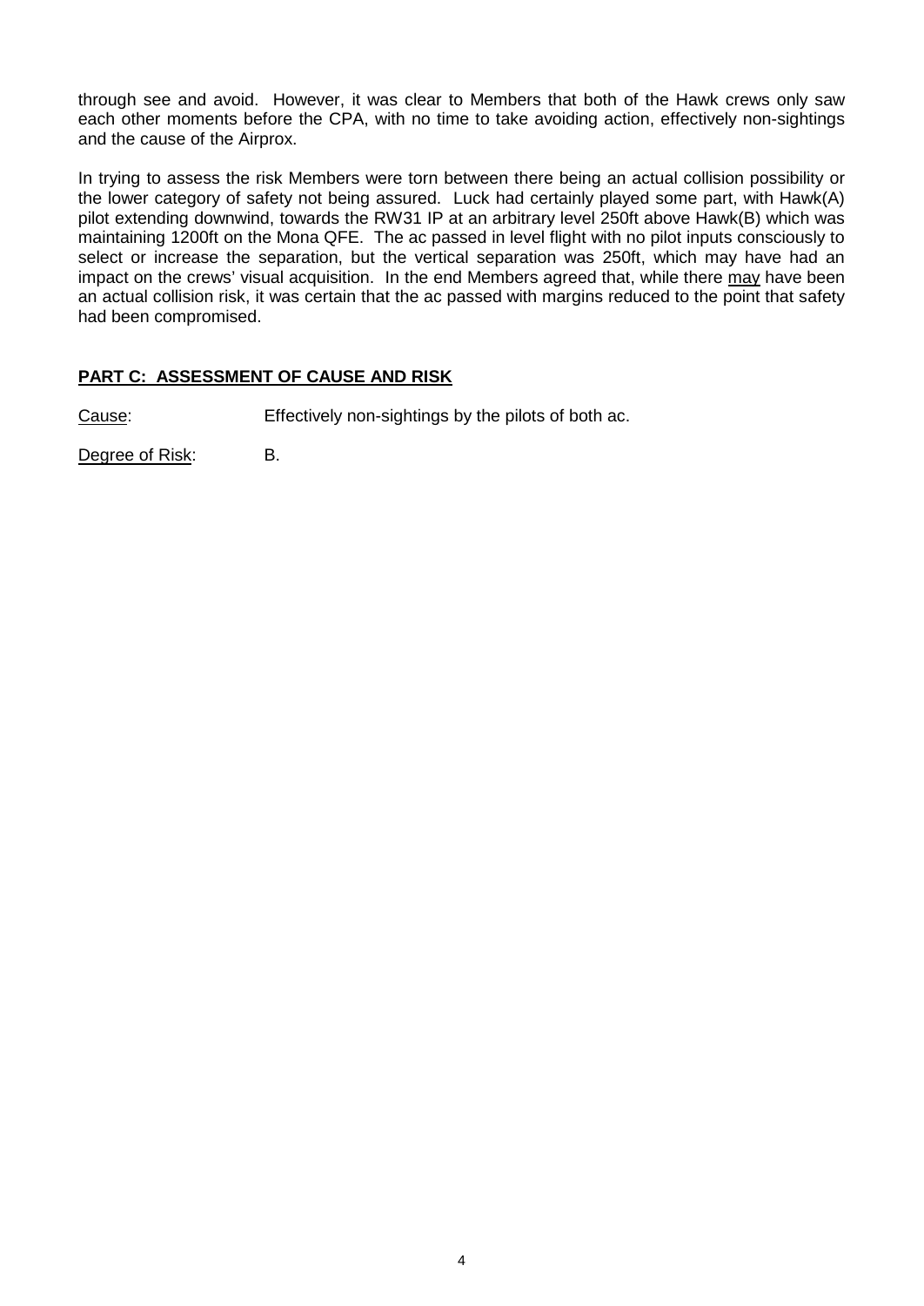through see and avoid. However, it was clear to Members that both of the Hawk crews only saw each other moments before the CPA, with no time to take avoiding action, effectively non-sightings and the cause of the Airprox.

In trying to assess the risk Members were torn between there being an actual collision possibility or the lower category of safety not being assured. Luck had certainly played some part, with Hawk(A) pilot extending downwind, towards the RW31 IP at an arbitrary level 250ft above Hawk(B) which was maintaining 1200ft on the Mona QFE. The ac passed in level flight with no pilot inputs consciously to select or increase the separation, but the vertical separation was 250ft, which may have had an impact on the crews' visual acquisition. In the end Members agreed that, while there may have been an actual collision risk, it was certain that the ac passed with margins reduced to the point that safety had been compromised.

## PART C: ASSESSMENT OF CAUSE AND RISK

Cause: Effectively non-sightings by the pilots of both ac.

Degree of Risk: B.